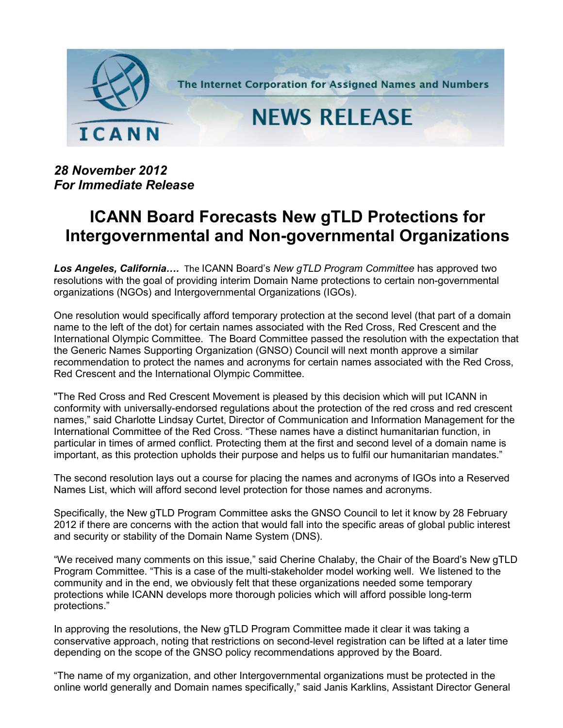The Internet Corporation for Assigned Names and Numbers

# NEWS RELEASE

***28 November 2012***
***For Immediate Release***

# ICANN Board Forecasts New gTLD Protections for Intergovernmental and Non-governmental Organizations

***Los Angeles, California….*** The ICANN Board's *New gTLD Program Committee* has approved two resolutions with the goal of providing interim Domain Name protections to certain non-governmental organizations (NGOs) and Intergovernmental Organizations (IGOs).

One resolution would specifically afford temporary protection at the second level (that part of a domain name to the left of the dot) for certain names associated with the Red Cross, Red Crescent and the International Olympic Committee. The Board Committee passed the resolution with the expectation that the Generic Names Supporting Organization (GNSO) Council will next month approve a similar recommendation to protect the names and acronyms for certain names associated with the Red Cross, Red Crescent and the International Olympic Committee.

"The Red Cross and Red Crescent Movement is pleased by this decision which will put ICANN in conformity with universally-endorsed regulations about the protection of the red cross and red crescent names," said Charlotte Lindsay Curtet, Director of Communication and Information Management for the International Committee of the Red Cross. "These names have a distinct humanitarian function, in particular in times of armed conflict. Protecting them at the first and second level of a domain name is important, as this protection upholds their purpose and helps us to fulfil our humanitarian mandates."

The second resolution lays out a course for placing the names and acronyms of IGOs into a Reserved Names List, which will afford second level protection for those names and acronyms.

Specifically, the New gTLD Program Committee asks the GNSO Council to let it know by 28 February 2012 if there are concerns with the action that would fall into the specific areas of global public interest and security or stability of the Domain Name System (DNS).

"We received many comments on this issue," said Cherine Chalaby, the Chair of the Board's New gTLD Program Committee. "This is a case of the multi-stakeholder model working well. We listened to the community and in the end, we obviously felt that these organizations needed some temporary protections while ICANN develops more thorough policies which will afford possible long-term protections."

In approving the resolutions, the New gTLD Program Committee made it clear it was taking a conservative approach, noting that restrictions on second-level registration can be lifted at a later time depending on the scope of the GNSO policy recommendations approved by the Board.

"The name of my organization, and other Intergovernmental organizations must be protected in the online world generally and Domain names specifically," said Janis Karklins, Assistant Director General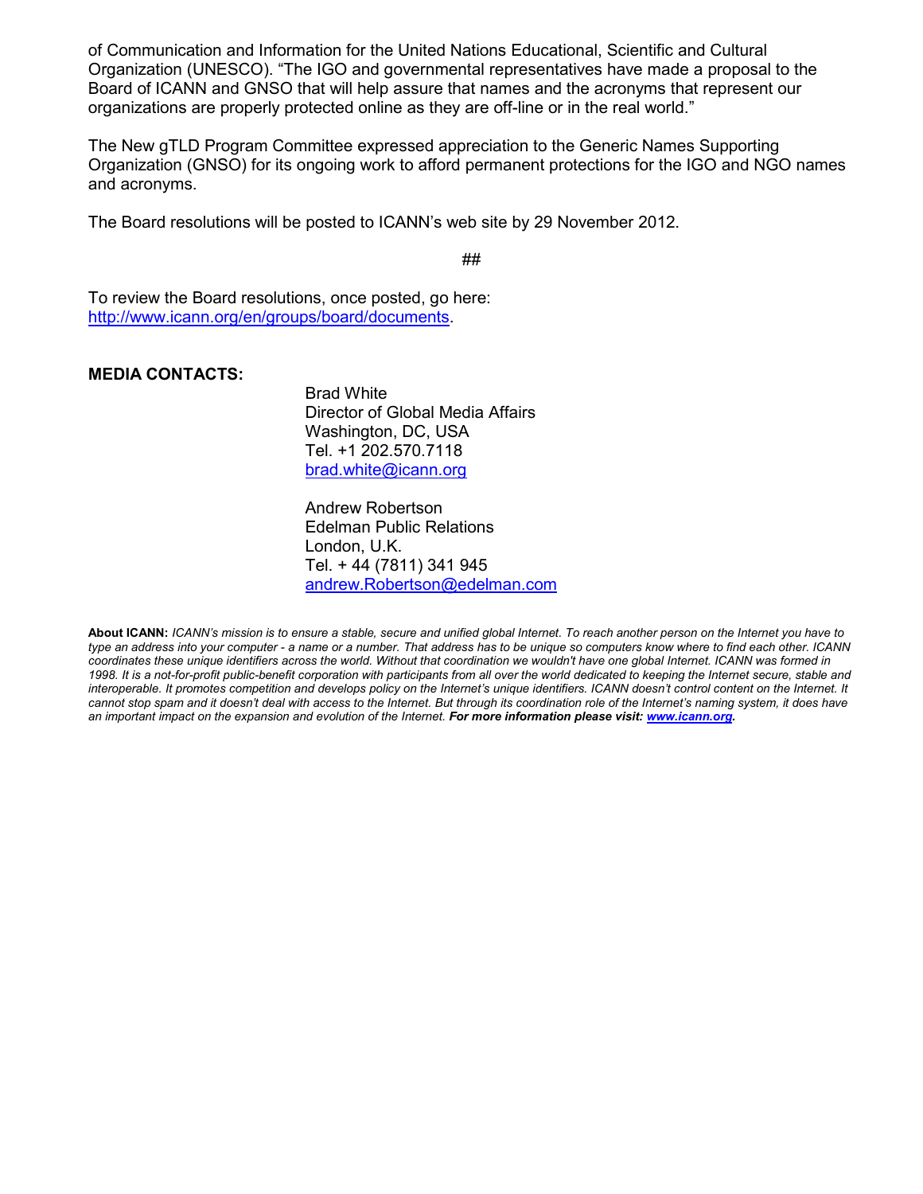of Communication and Information for the United Nations Educational, Scientific and Cultural Organization (UNESCO). "The IGO and governmental representatives have made a proposal to the Board of ICANN and GNSO that will help assure that names and the acronyms that represent our organizations are properly protected online as they are off-line or in the real world."

The New gTLD Program Committee expressed appreciation to the Generic Names Supporting Organization (GNSO) for its ongoing work to afford permanent protections for the IGO and NGO names and acronyms.

The Board resolutions will be posted to ICANN's web site by 29 November 2012.

##

To review the Board resolutions, once posted, go here: [http://www.icann.org/en/groups/board/documents](http://www.icann.org/en/groups/board/documents).

**MEDIA CONTACTS:**

Brad White
Director of Global Media Affairs
Washington, DC, USA
Tel. +1 202.570.7118
[brad.white@icann.org](mailto:brad.white@icann.org)

Andrew Robertson
Edelman Public Relations
London, U.K.
Tel. + 44 (7811) 341 945
[andrew.Robertson@edelman.com](mailto:andrew.Robertson@edelman.com)

**About ICANN:** *ICANN's mission is to ensure a stable, secure and unified global Internet. To reach another person on the Internet you have to type an address into your computer - a name or a number. That address has to be unique so computers know where to find each other. ICANN coordinates these unique identifiers across the world. Without that coordination we wouldn't have one global Internet. ICANN was formed in 1998. It is a not-for-profit public-benefit corporation with participants from all over the world dedicated to keeping the Internet secure, stable and interoperable. It promotes competition and develops policy on the Internet's unique identifiers. ICANN doesn't control content on the Internet. It cannot stop spam and it doesn't deal with access to the Internet. But through its coordination role of the Internet's naming system, it does have an important impact on the expansion and evolution of the Internet.* ***For more information please visit: [www.icann.org](http://www.icann.org).***